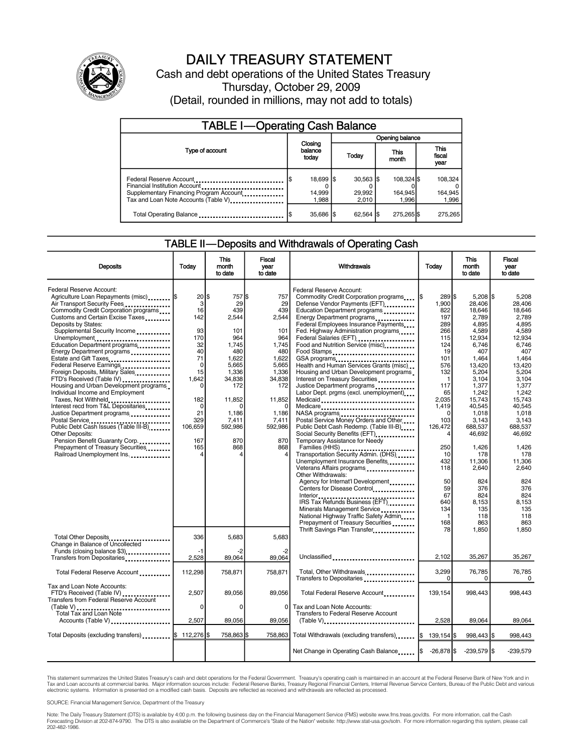# DAILY TREASURY STATEMENT

Cash and debt operations of the United States Treasury

Thursday, October 29, 2009

(Detail, rounded in millions, may not add to totals)

## TABLE I—Operating Cash Balance

| Type of account | Closing balance today | Opening balance Today | Opening balance This month | Opening balance This fiscal year |
|---|---|---|---|---|
| Federal Reserve Account | $ 18,699 | $ 30,563 | $ 108,324 | $ 108,324 |
| Financial Institution Account | 0 | 0 | 0 | 0 |
| Supplementary Financing Program Account | 14,999 | 29,992 | 164,945 | 164,945 |
| Tax and Loan Note Accounts (Table V) | 1,988 | 2,010 | 1,996 | 1,996 |
| Total Operating Balance | $ 35,686 | $ 62,564 | $ 275,265 | $ 275,265 |

## TABLE II—Deposits and Withdrawals of Operating Cash

| Deposits | Today | This month to date | Fiscal year to date |
|---|---|---|---|
| Federal Reserve Account: | | | |
| Agriculture Loan Repayments (misc) | $ 20 | $ 757 | $ 757 |
| Air Transport Security Fees | 3 | 29 | 29 |
| Commodity Credit Corporation programs | 16 | 439 | 439 |
| Customs and Certain Excise Taxes | 142 | 2,544 | 2,544 |
| Deposits by States: | | | |
| Supplemental Security Income | 93 | 101 | 101 |
| Unemployment | 170 | 964 | 964 |
| Education Department programs | 32 | 1,745 | 1,745 |
| Energy Department programs | 40 | 480 | 480 |
| Estate and Gift Taxes | 71 | 1,622 | 1,622 |
| Federal Reserve Earnings | 0 | 5,665 | 5,665 |
| Foreign Deposits, Military Sales | 15 | 1,336 | 1,336 |
| FTD's Received (Table IV) | 1,642 | 34,838 | 34,838 |
| Housing and Urban Development programs | 0 | 172 | 172 |
| Individual Income and Employment Taxes, Not Withheld | 182 | 11,852 | 11,852 |
| Interest recd from T&L Depositaries | 0 | 0 | 0 |
| Justice Department programs | 21 | 1,186 | 1,186 |
| Postal Service | 329 | 7,411 | 7,411 |
| Public Debt Cash Issues (Table III-B) | 106,659 | 592,986 | 592,986 |
| Other Deposits: | | | |
| Pension Benefit Guaranty Corp. | 167 | 870 | 870 |
| Prepayment of Treasury Securities | 165 | 868 | 868 |
| Railroad Unemployment Ins. | 4 | 4 | 4 |
| Total Other Deposits | 336 | 5,683 | 5,683 |
| Change in Balance of Uncollected Funds (closing balance $3) | -1 | -2 | -2 |
| Transfers from Depositaries | 2,528 | 89,064 | 89,064 |
| Total Federal Reserve Account | 112,298 | 758,871 | 758,871 |
| Tax and Loan Note Accounts: | | | |
| FTD's Received (Table IV) | 2,507 | 89,056 | 89,056 |
| Transfers from Federal Reserve Account (Table V) | 0 | 0 | 0 |
| Total Tax and Loan Note Accounts (Table V) | 2,507 | 89,056 | 89,056 |
| Total Deposits (excluding transfers) | $ 112,276 | $ 758,863 | $ 758,863 |

| Withdrawals | Today | This month to date | Fiscal year to date |
|---|---|---|---|
| Federal Reserve Account: | | | |
| Commodity Credit Corporation programs | $ 289 | $ 5,208 | $ 5,208 |
| Defense Vendor Payments (EFT) | 1,900 | 28,406 | 28,406 |
| Education Department programs | 822 | 18,646 | 18,646 |
| Energy Department programs | 197 | 2,789 | 2,789 |
| Federal Employees Insurance Payments | 289 | 4,895 | 4,895 |
| Fed. Highway Administration programs | 266 | 4,589 | 4,589 |
| Federal Salaries (EFT) | 115 | 12,934 | 12,934 |
| Food and Nutrition Service (misc) | 124 | 6,746 | 6,746 |
| Food Stamps | 19 | 407 | 407 |
| GSA programs | 101 | 1,464 | 1,464 |
| Health and Human Services Grants (misc) | 576 | 13,420 | 13,420 |
| Housing and Urban Development programs | 132 | 5,204 | 5,204 |
| Interest on Treasury Securities | 1 | 3,104 | 3,104 |
| Justice Department programs | 117 | 1,377 | 1,377 |
| Labor Dept. prgms (excl. unemployment) | 65 | 1,242 | 1,242 |
| Medicaid | 2,035 | 15,743 | 15,743 |
| Medicare | 1,419 | 40,545 | 40,545 |
| NASA programs | 0 | 1,018 | 1,018 |
| Postal Service Money Orders and Other | 103 | 3,143 | 3,143 |
| Public Debt Cash Redemp. (Table III-B) | 126,472 | 688,537 | 688,537 |
| Social Security Benefits (EFT) | 4 | 46,692 | 46,692 |
| Temporary Assistance for Needy Families (HHS) | 250 | 1,426 | 1,426 |
| Transportation Security Admin. (DHS) | 10 | 178 | 178 |
| Unemployment Insurance Benefits | 432 | 11,306 | 11,306 |
| Veterans Affairs programs | 118 | 2,640 | 2,640 |
| Other Withdrawals: | | | |
| Agency for Internat'l Development | 50 | 824 | 824 |
| Centers for Disease Control | 59 | 376 | 376 |
| Interior | 67 | 824 | 824 |
| IRS Tax Refunds Business (EFT) | 640 | 8,153 | 8,153 |
| Minerals Management Service | 134 | 135 | 135 |
| National Highway Traffic Safety Admin | 1 | 118 | 118 |
| Prepayment of Treasury Securities | 168 | 863 | 863 |
| Thrift Savings Plan Transfer | 78 | 1,850 | 1,850 |
| Unclassified | 2,102 | 35,267 | 35,267 |
| Total, Other Withdrawals | 3,299 | 76,785 | 76,785 |
| Transfers to Depositaries | 0 | 0 | 0 |
| Total Federal Reserve Account | 139,154 | 998,443 | 998,443 |
| Tax and Loan Note Accounts: | | | |
| Transfers to Federal Reserve Account (Table V) | 2,528 | 89,064 | 89,064 |
| Total Withdrawals (excluding transfers) | $ 139,154 | $ 998,443 | $ 998,443 |
| Net Change in Operating Cash Balance | $ -26,878 | $ -239,579 | $ -239,579 |

This statement summarizes the United States Treasury's cash and debt operations for the Federal Government. Treasury's operating cash is maintained in an account at the Federal Reserve Bank of New York and in Tax and Loan accounts at commercial banks. Major information sources include: Federal Reserve Banks, Treasury Regional Financial Centers, Internal Revenue Service Centers, Bureau of the Public Debt and various electronic systems. Information is presented on a modified cash basis. Deposits are reflected as received and withdrawals are reflected as processed.

SOURCE: Financial Management Service, Department of the Treasury

Note: The Daily Treasury Statement (DTS) is available by 4:00 p.m. the following business day on the Financial Management Service (FMS) website www.fms.treas.gov/dts. For more information, call the Cash Forecasting Division at 202-874-9790. The DTS is also available on the Department of Commerce's "State of the Nation" website: http://www.stat-usa.gov/sotn. For more information regarding this system, please call 202-482-1986.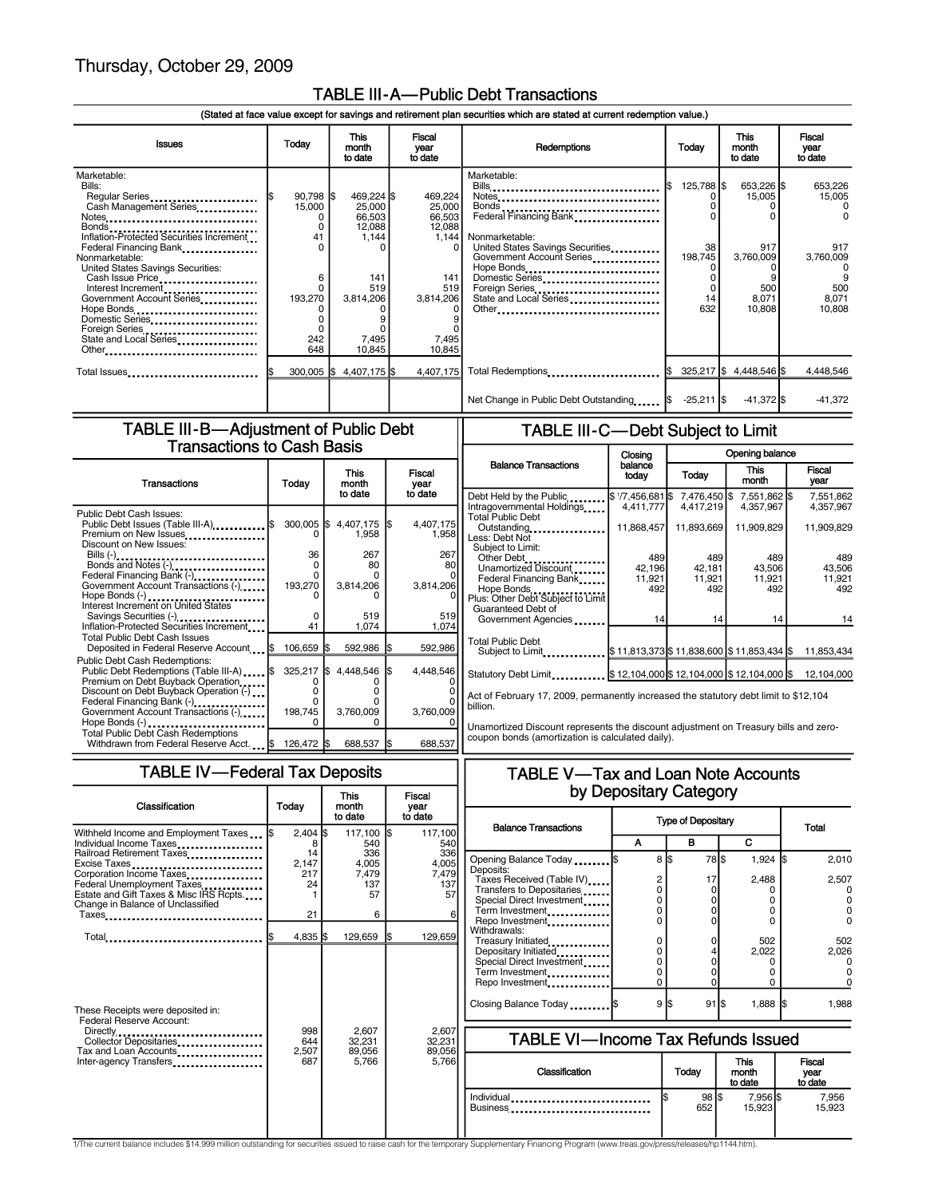Thursday, October 29, 2009

## TABLE III-A—Public Debt Transactions

(Stated at face value except for savings and retirement plan securities which are stated at current redemption value.)

| Issues | Today | This month to date | Fiscal year to date |
|---|---|---|---|
| Marketable: | | | |
| Bills: | | | |
| Regular Series | $ 90,798 | $ 469,224 | $ 469,224 |
| Cash Management Series | 15,000 | 25,000 | 25,000 |
| Notes | 0 | 66,503 | 66,503 |
| Bonds | 0 | 12,088 | 12,088 |
| Inflation-Protected Securities Increment | 41 | 1,144 | 1,144 |
| Federal Financing Bank | 0 | 0 | 0 |
| Nonmarketable: | | | |
| United States Savings Securities: | | | |
| Cash Issue Price | 6 | 141 | 141 |
| Interest Increment | 0 | 519 | 519 |
| Government Account Series | 193,270 | 3,814,206 | 3,814,206 |
| Hope Bonds | 0 | 0 | 0 |
| Domestic Series | 0 | 9 | 9 |
| Foreign Series | 0 | 0 | 0 |
| State and Local Series | 242 | 7,495 | 7,495 |
| Other | 648 | 10,845 | 10,845 |
| Total Issues | $ 300,005 | $ 4,407,175 | $ 4,407,175 |

| Redemptions | Today | This month to date | Fiscal year to date |
|---|---|---|---|
| Marketable: | | | |
| Bills | $ 125,788 | $ 653,226 | $ 653,226 |
| Notes | 0 | 15,005 | 15,005 |
| Bonds | 0 | 0 | 0 |
| Federal Financing Bank | 0 | 0 | 0 |
| Nonmarketable: | | | |
| United States Savings Securities | 38 | 917 | 917 |
| Government Account Series | 198,745 | 3,760,009 | 3,760,009 |
| Hope Bonds | 0 | 0 | 0 |
| Domestic Series | 0 | 9 | 9 |
| Foreign Series | 0 | 500 | 500 |
| State and Local Series | 14 | 8,071 | 8,071 |
| Other | 632 | 10,808 | 10,808 |
| Total Redemptions | $ 325,217 | $ 4,448,546 | $ 4,448,546 |
| Net Change in Public Debt Outstanding | $ -25,211 | $ -41,372 | $ -41,372 |

## TABLE III-B—Adjustment of Public Debt Transactions to Cash Basis

| Transactions | Today | This month to date | Fiscal year to date |
|---|---|---|---|
| Public Debt Cash Issues: | | | |
| Public Debt Issues (Table III-A) | $ 300,005 | $ 4,407,175 | $ 4,407,175 |
| Premium on New Issues | 0 | 1,958 | 1,958 |
| Discount on New Issues: | | | |
| Bills (-) | 36 | 267 | 267 |
| Bonds and Notes (-) | 0 | 80 | 80 |
| Federal Financing Bank (-) | 0 | 0 | 0 |
| Government Account Transactions (-) | 193,270 | 3,814,206 | 3,814,206 |
| Hope Bonds (-) | 0 | 0 | 0 |
| Interest Increment on United States Savings Securities (-) | 0 | 519 | 519 |
| Inflation-Protected Securities Increment | 41 | 1,074 | 1,074 |
| Total Public Debt Cash Issues Deposited in Federal Reserve Account | $ 106,659 | $ 592,986 | $ 592,986 |
| Public Debt Cash Redemptions: | | | |
| Public Debt Redemptions (Table III-A) | $ 325,217 | $ 4,448,546 | $ 4,448,546 |
| Premium on Debt Buyback Operation | 0 | 0 | 0 |
| Discount on Debt Buyback Operation (-) | 0 | 0 | 0 |
| Federal Financing Bank (-) | 0 | 0 | 0 |
| Government Account Transactions (-) | 198,745 | 3,760,009 | 3,760,009 |
| Hope Bonds (-) | 0 | 0 | 0 |
| Total Public Debt Cash Redemptions Withdrawn from Federal Reserve Acct. | $ 126,472 | $ 688,537 | $ 688,537 |

## TABLE III-C—Debt Subject to Limit

| Balance Transactions | Closing balance today | Opening balance Today | Opening balance This month | Opening balance Fiscal year |
|---|---|---|---|---|
| Debt Held by the Public | $ [1]7,456,681 | $ 7,476,450 | $ 7,551,862 | $ 7,551,862 |
| Intragovernmental Holdings | 4,411,777 | 4,417,219 | 4,357,967 | 4,357,967 |
| Total Public Debt Outstanding | 11,868,457 | 11,893,669 | 11,909,829 | 11,909,829 |
| Less: Debt Not Subject to Limit: | | | | |
| Other Debt | 489 | 489 | 489 | 489 |
| Unamortized Discount | 42,196 | 42,181 | 43,506 | 43,506 |
| Federal Financing Bank | 11,921 | 11,921 | 11,921 | 11,921 |
| Hope Bonds | 492 | 492 | 492 | 492 |
| Plus: Other Debt Subject to Limit Guaranteed Debt of Government Agencies | 14 | 14 | 14 | 14 |
| Total Public Debt Subject to Limit | $ 11,813,373 | $ 11,838,600 | $ 11,853,434 | $ 11,853,434 |
| Statutory Debt Limit | $ 12,104,000 | $ 12,104,000 | $ 12,104,000 | $ 12,104,000 |

Act of February 17, 2009, permanently increased the statutory debt limit to $12,104 billion.

Unamortized Discount represents the discount adjustment on Treasury bills and zero-coupon bonds (amortization is calculated daily).

## TABLE IV—Federal Tax Deposits

| Classification | Today | This month to date | Fiscal year to date |
|---|---|---|---|
| Withheld Income and Employment Taxes | $ 2,404 | $ 117,100 | $ 117,100 |
| Individual Income Taxes | 8 | 540 | 540 |
| Railroad Retirement Taxes | 14 | 336 | 336 |
| Excise Taxes | 2,147 | 4,005 | 4,005 |
| Corporation Income Taxes | 217 | 7,479 | 7,479 |
| Federal Unemployment Taxes | 24 | 137 | 137 |
| Estate and Gift Taxes & Misc IRS Rcpts. | 1 | 57 | 57 |
| Change in Balance of Unclassified Taxes | 21 | 6 | 6 |
| Total | $ 4,835 | $ 129,659 | $ 129,659 |
| These Receipts were deposited in: | | | |
| Federal Reserve Account: | | | |
| Directly | 998 | 2,607 | 2,607 |
| Collector Depositaries | 644 | 32,231 | 32,231 |
| Tax and Loan Accounts | 2,507 | 89,056 | 89,056 |
| Inter-agency Transfers | 687 | 5,766 | 5,766 |

## TABLE V—Tax and Loan Note Accounts by Depositary Category

| Balance Transactions | Type of Depositary A | Type of Depositary B | Type of Depositary C | Total |
|---|---|---|---|---|
| Opening Balance Today | $ 8 | $ 78 | $ 1,924 | $ 2,010 |
| Deposits: | | | | |
| Taxes Received (Table IV) | 2 | 17 | 2,488 | 2,507 |
| Transfers to Depositaries | 0 | 0 | 0 | 0 |
| Special Direct Investment | 0 | 0 | 0 | 0 |
| Term Investment | 0 | 0 | 0 | 0 |
| Repo Investment | 0 | 0 | 0 | 0 |
| Withdrawals: | | | | |
| Treasury Initiated | 0 | 0 | 502 | 502 |
| Depositary Initiated | 0 | 4 | 2,022 | 2,026 |
| Special Direct Investment | 0 | 0 | 0 | 0 |
| Term Investment | 0 | 0 | 0 | 0 |
| Repo Investment | 0 | 0 | 0 | 0 |
| Closing Balance Today | $ 9 | $ 91 | $ 1,888 | $ 1,988 |

## TABLE VI—Income Tax Refunds Issued

| Classification | Today | This month to date | Fiscal year to date |
|---|---|---|---|
| Individual | $ 98 | $ 7,956 | $ 7,956 |
| Business | 652 | 15,923 | 15,923 |

1/The current balance includes $14,999 million outstanding for securities issued to raise cash for the temporary Supplementary Financing Program (www.treas.gov/press/releases/hp1144.htm).